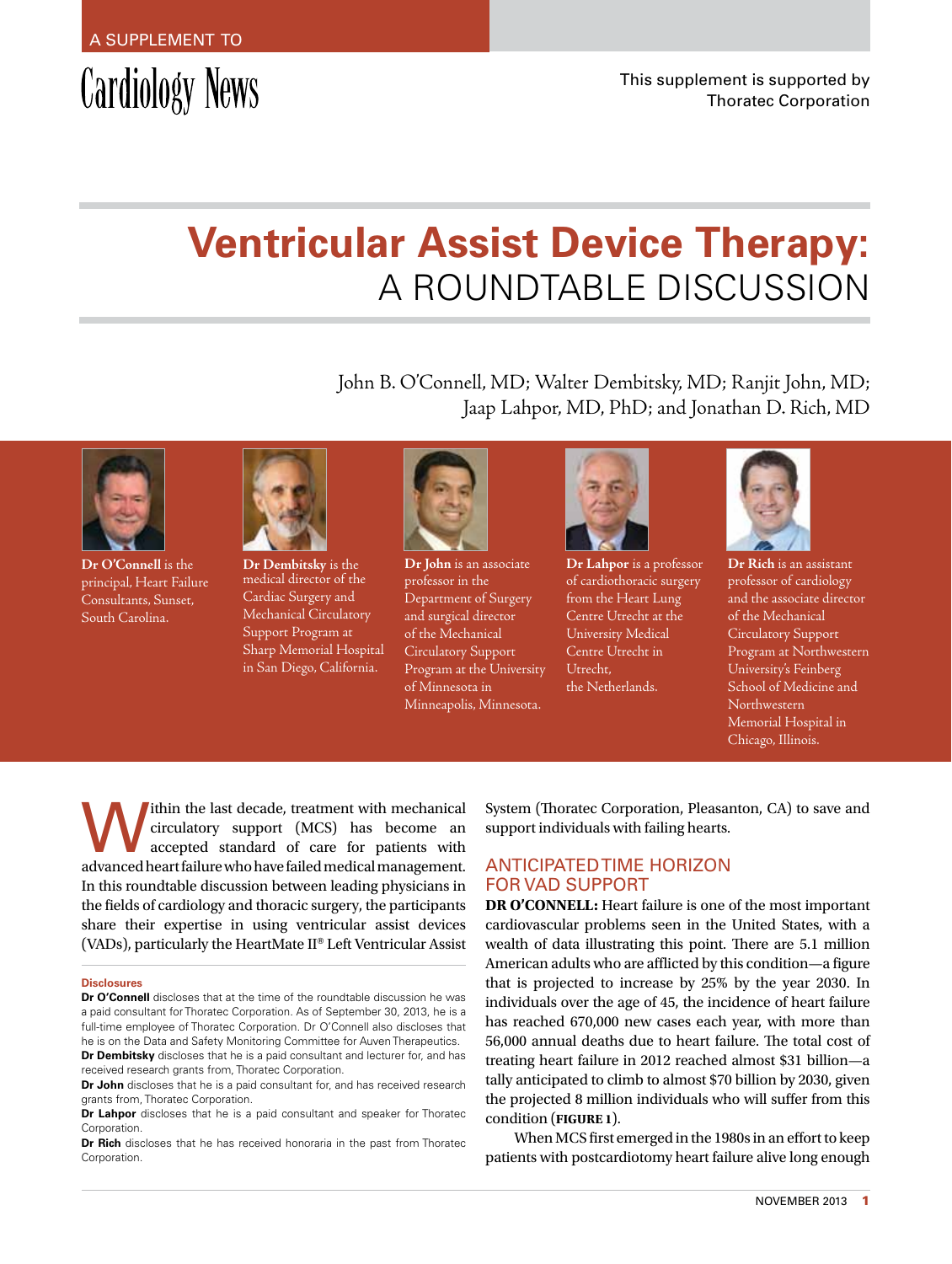A SUPPLEMENT TO

Cardiology News

This supplement is supported by Thoratec Corporation

# Ventricular Assist Device Therapy: A ROUNDTABLE DISCUSSION

John B. O'Connell, MD; Walter Dembitsky, MD; Ranjit John, MD; Jaap Lahpor, MD, PhD; and Jonathan D. Rich, MD

**Dr O'Connell** is the principal, Heart Failure Consultants, Sunset, South Carolina.

**Dr Dembitsky** is the medical director of the Cardiac Surgery and Mechanical Circulatory Support Program at Sharp Memorial Hospital in San Diego, California.

**Dr John** is an associate professor in the Department of Surgery and surgical director of the Mechanical Circulatory Support Program at the University of Minnesota in Minneapolis, Minnesota.

**Dr Lahpor** is a professor of cardiothoracic surgery from the Heart Lung Centre Utrecht at the University Medical Centre Utrecht in Utrecht, the Netherlands.

**Dr Rich** is an assistant professor of cardiology and the associate director of the Mechanical Circulatory Support Program at Northwestern University's Feinberg School of Medicine and Northwestern Memorial Hospital in Chicago, Illinois.

Within the last decade, treatment with mechanical circulatory support (MCS) has become an accepted standard of care for patients with advanced heart failure who have failed medical management. In this roundtable discussion between leading physicians in the fields of cardiology and thoracic surgery, the participants share their expertise in using ventricular assist devices (VADs), particularly the HeartMate II® Left Ventricular Assist System (Thoratec Corporation, Pleasanton, CA) to save and support individuals with failing hearts.

**Disclosures**

**Dr O'Connell** discloses that at the time of the roundtable discussion he was a paid consultant for Thoratec Corporation. As of September 30, 2013, he is a full-time employee of Thoratec Corporation. Dr O'Connell also discloses that he is on the Data and Safety Monitoring Committee for Auven Therapeutics.

**Dr Dembitsky** discloses that he is a paid consultant and lecturer for, and has received research grants from, Thoratec Corporation.

**Dr John** discloses that he is a paid consultant for, and has received research grants from, Thoratec Corporation.

**Dr Lahpor** discloses that he is a paid consultant and speaker for Thoratec Corporation.

**Dr Rich** discloses that he has received honoraria in the past from Thoratec Corporation.

## ANTICIPATED TIME HORIZON FOR VAD SUPPORT

**DR O'CONNELL:** Heart failure is one of the most important cardiovascular problems seen in the United States, with a wealth of data illustrating this point. There are 5.1 million American adults who are afflicted by this condition—a figure that is projected to increase by 25% by the year 2030. In individuals over the age of 45, the incidence of heart failure has reached 670,000 new cases each year, with more than 56,000 annual deaths due to heart failure. The total cost of treating heart failure in 2012 reached almost $31 billion—a tally anticipated to climb to almost $70 billion by 2030, given the projected 8 million individuals who will suffer from this condition (**FIGURE 1**).

When MCS first emerged in the 1980s in an effort to keep patients with postcardiotomy heart failure alive long enough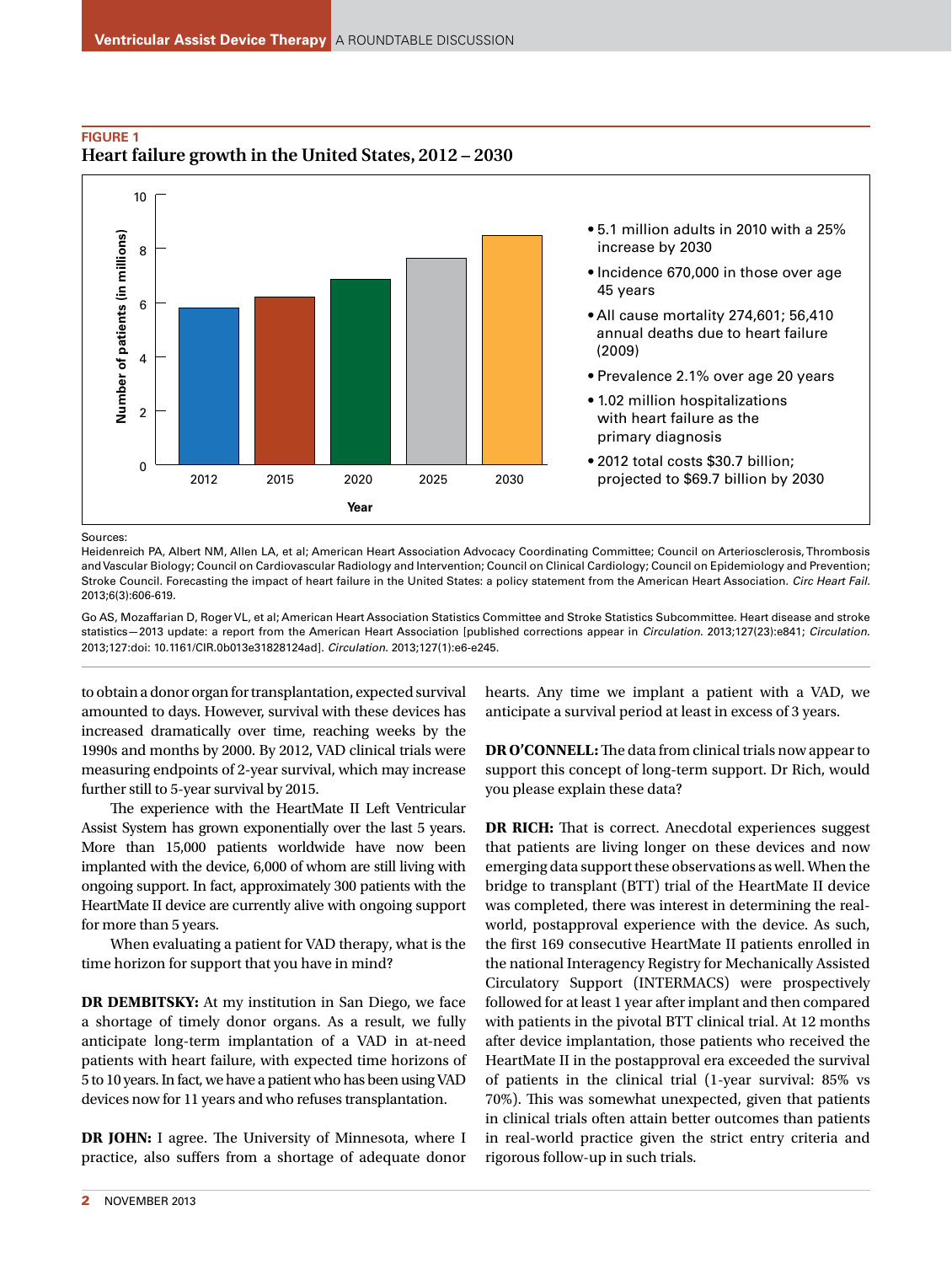**FIGURE 1**

**Heart failure growth in the United States, 2012 – 2030**

| Year | Number of patients (in millions) |
|---|---|
| 2012 | ~5.8 |
| 2015 | ~6.2 |
| 2020 | ~6.9 |
| 2025 | ~7.7 |
| 2030 | ~8.5 |

- 5.1 million adults in 2010 with a 25% increase by 2030
- Incidence 670,000 in those over age 45 years
- All cause mortality 274,601; 56,410 annual deaths due to heart failure (2009)
- Prevalence 2.1% over age 20 years
- 1.02 million hospitalizations with heart failure as the primary diagnosis
- 2012 total costs $30.7 billion; projected to $69.7 billion by 2030

Sources:

Heidenreich PA, Albert NM, Allen LA, et al; American Heart Association Advocacy Coordinating Committee; Council on Arteriosclerosis, Thrombosis and Vascular Biology; Council on Cardiovascular Radiology and Intervention; Council on Clinical Cardiology; Council on Epidemiology and Prevention; Stroke Council. Forecasting the impact of heart failure in the United States: a policy statement from the American Heart Association. *Circ Heart Fail.* 2013;6(3):606-619.

Go AS, Mozaffarian D, Roger VL, et al; American Heart Association Statistics Committee and Stroke Statistics Subcommittee. Heart disease and stroke statistics—2013 update: a report from the American Heart Association [published corrections appear in *Circulation.* 2013;127(23):e841; *Circulation.* 2013;127:doi: 10.1161/CIR.0b013e31828124ad]. *Circulation.* 2013;127(1):e6-e245.

to obtain a donor organ for transplantation, expected survival amounted to days. However, survival with these devices has increased dramatically over time, reaching weeks by the 1990s and months by 2000. By 2012, VAD clinical trials were measuring endpoints of 2-year survival, which may increase further still to 5-year survival by 2015.

The experience with the HeartMate II Left Ventricular Assist System has grown exponentially over the last 5 years. More than 15,000 patients worldwide have now been implanted with the device, 6,000 of whom are still living with ongoing support. In fact, approximately 300 patients with the HeartMate II device are currently alive with ongoing support for more than 5 years.

When evaluating a patient for VAD therapy, what is the time horizon for support that you have in mind?

**DR DEMBITSKY:** At my institution in San Diego, we face a shortage of timely donor organs. As a result, we fully anticipate long-term implantation of a VAD in at-need patients with heart failure, with expected time horizons of 5 to 10 years. In fact, we have a patient who has been using VAD devices now for 11 years and who refuses transplantation.

**DR JOHN:** I agree. The University of Minnesota, where I practice, also suffers from a shortage of adequate donor hearts. Any time we implant a patient with a VAD, we anticipate a survival period at least in excess of 3 years.

**DR O'CONNELL:** The data from clinical trials now appear to support this concept of long-term support. Dr Rich, would you please explain these data?

**DR RICH:** That is correct. Anecdotal experiences suggest that patients are living longer on these devices and now emerging data support these observations as well. When the bridge to transplant (BTT) trial of the HeartMate II device was completed, there was interest in determining the real-world, postapproval experience with the device. As such, the first 169 consecutive HeartMate II patients enrolled in the national Interagency Registry for Mechanically Assisted Circulatory Support (INTERMACS) were prospectively followed for at least 1 year after implant and then compared with patients in the pivotal BTT clinical trial. At 12 months after device implantation, those patients who received the HeartMate II in the postapproval era exceeded the survival of patients in the clinical trial (1-year survival: 85% vs 70%). This was somewhat unexpected, given that patients in clinical trials often attain better outcomes than patients in real-world practice given the strict entry criteria and rigorous follow-up in such trials.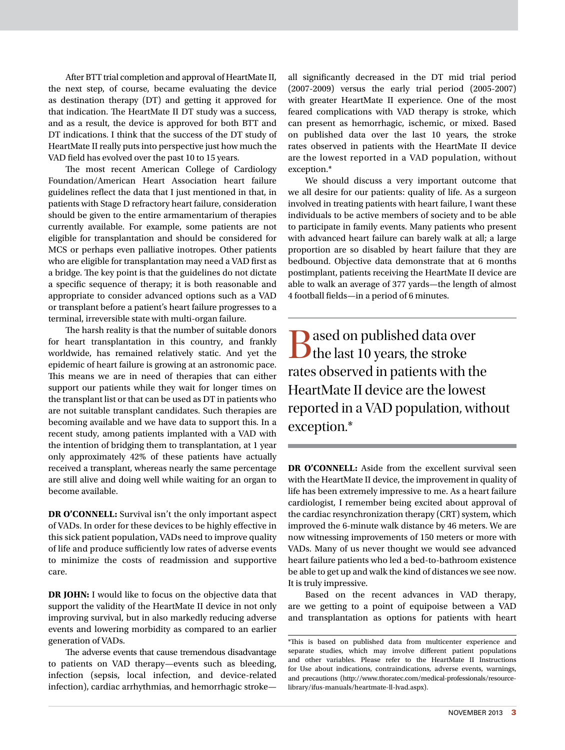After BTT trial completion and approval of HeartMate II, the next step, of course, became evaluating the device as destination therapy (DT) and getting it approved for that indication. The HeartMate II DT study was a success, and as a result, the device is approved for both BTT and DT indications. I think that the success of the DT study of HeartMate II really puts into perspective just how much the VAD field has evolved over the past 10 to 15 years.

The most recent American College of Cardiology Foundation/American Heart Association heart failure guidelines reflect the data that I just mentioned in that, in patients with Stage D refractory heart failure, consideration should be given to the entire armamentarium of therapies currently available. For example, some patients are not eligible for transplantation and should be considered for MCS or perhaps even palliative inotropes. Other patients who are eligible for transplantation may need a VAD first as a bridge. The key point is that the guidelines do not dictate a specific sequence of therapy; it is both reasonable and appropriate to consider advanced options such as a VAD or transplant before a patient's heart failure progresses to a terminal, irreversible state with multi-organ failure.

The harsh reality is that the number of suitable donors for heart transplantation in this country, and frankly worldwide, has remained relatively static. And yet the epidemic of heart failure is growing at an astronomic pace. This means we are in need of therapies that can either support our patients while they wait for longer times on the transplant list or that can be used as DT in patients who are not suitable transplant candidates. Such therapies are becoming available and we have data to support this. In a recent study, among patients implanted with a VAD with the intention of bridging them to transplantation, at 1 year only approximately 42% of these patients have actually received a transplant, whereas nearly the same percentage are still alive and doing well while waiting for an organ to become available.

**DR O'CONNELL:** Survival isn't the only important aspect of VADs. In order for these devices to be highly effective in this sick patient population, VADs need to improve quality of life and produce sufficiently low rates of adverse events to minimize the costs of readmission and supportive care.

**DR JOHN:** I would like to focus on the objective data that support the validity of the HeartMate II device in not only improving survival, but in also markedly reducing adverse events and lowering morbidity as compared to an earlier generation of VADs.

The adverse events that cause tremendous disadvantage to patients on VAD therapy—events such as bleeding, infection (sepsis, local infection, and device-related infection), cardiac arrhythmias, and hemorrhagic stroke—all significantly decreased in the DT mid trial period (2007-2009) versus the early trial period (2005-2007) with greater HeartMate II experience. One of the most feared complications with VAD therapy is stroke, which can present as hemorrhagic, ischemic, or mixed. Based on published data over the last 10 years, the stroke rates observed in patients with the HeartMate II device are the lowest reported in a VAD population, without exception.*

We should discuss a very important outcome that we all desire for our patients: quality of life. As a surgeon involved in treating patients with heart failure, I want these individuals to be active members of society and to be able to participate in family events. Many patients who present with advanced heart failure can barely walk at all; a large proportion are so disabled by heart failure that they are bedbound. Objective data demonstrate that at 6 months postimplant, patients receiving the HeartMate II device are able to walk an average of 377 yards—the length of almost 4 football fields—in a period of 6 minutes.

> Based on published data over the last 10 years, the stroke rates observed in patients with the HeartMate II device are the lowest reported in a VAD population, without exception.*

**DR O'CONNELL:** Aside from the excellent survival seen with the HeartMate II device, the improvement in quality of life has been extremely impressive to me. As a heart failure cardiologist, I remember being excited about approval of the cardiac resynchronization therapy (CRT) system, which improved the 6-minute walk distance by 46 meters. We are now witnessing improvements of 150 meters or more with VADs. Many of us never thought we would see advanced heart failure patients who led a bed-to-bathroom existence be able to get up and walk the kind of distances we see now. It is truly impressive.

Based on the recent advances in VAD therapy, are we getting to a point of equipoise between a VAD and transplantation as options for patients with heart

*This is based on published data from multicenter experience and separate studies, which may involve different patient populations and other variables. Please refer to the HeartMate II Instructions for Use about indications, contraindications, adverse events, warnings, and precautions (http://www.thoratec.com/medical-professionals/resource-library/ifus-manuals/heartmate-ll-lvad.aspx).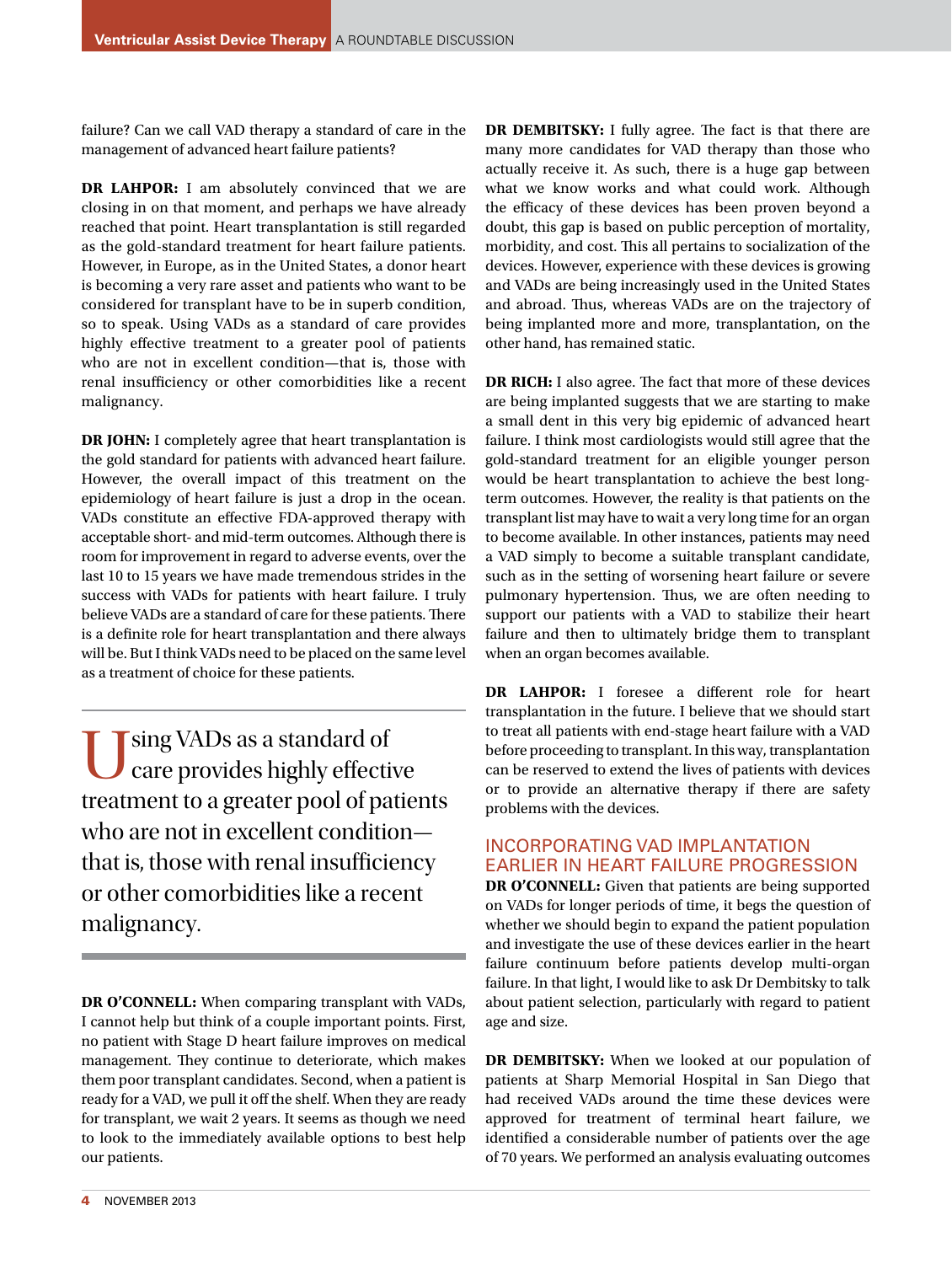failure? Can we call VAD therapy a standard of care in the management of advanced heart failure patients?

**DR LAHPOR:** I am absolutely convinced that we are closing in on that moment, and perhaps we have already reached that point. Heart transplantation is still regarded as the gold-standard treatment for heart failure patients. However, in Europe, as in the United States, a donor heart is becoming a very rare asset and patients who want to be considered for transplant have to be in superb condition, so to speak. Using VADs as a standard of care provides highly effective treatment to a greater pool of patients who are not in excellent condition—that is, those with renal insufficiency or other comorbidities like a recent malignancy.

**DR JOHN:** I completely agree that heart transplantation is the gold standard for patients with advanced heart failure. However, the overall impact of this treatment on the epidemiology of heart failure is just a drop in the ocean. VADs constitute an effective FDA-approved therapy with acceptable short- and mid-term outcomes. Although there is room for improvement in regard to adverse events, over the last 10 to 15 years we have made tremendous strides in the success with VADs for patients with heart failure. I truly believe VADs are a standard of care for these patients. There is a definite role for heart transplantation and there always will be. But I think VADs need to be placed on the same level as a treatment of choice for these patients.

> Using VADs as a standard of care provides highly effective treatment to a greater pool of patients who are not in excellent condition—that is, those with renal insufficiency or other comorbidities like a recent malignancy.

**DR O'CONNELL:** When comparing transplant with VADs, I cannot help but think of a couple important points. First, no patient with Stage D heart failure improves on medical management. They continue to deteriorate, which makes them poor transplant candidates. Second, when a patient is ready for a VAD, we pull it off the shelf. When they are ready for transplant, we wait 2 years. It seems as though we need to look to the immediately available options to best help our patients.

**DR DEMBITSKY:** I fully agree. The fact is that there are many more candidates for VAD therapy than those who actually receive it. As such, there is a huge gap between what we know works and what could work. Although the efficacy of these devices has been proven beyond a doubt, this gap is based on public perception of mortality, morbidity, and cost. This all pertains to socialization of the devices. However, experience with these devices is growing and VADs are being increasingly used in the United States and abroad. Thus, whereas VADs are on the trajectory of being implanted more and more, transplantation, on the other hand, has remained static.

**DR RICH:** I also agree. The fact that more of these devices are being implanted suggests that we are starting to make a small dent in this very big epidemic of advanced heart failure. I think most cardiologists would still agree that the gold-standard treatment for an eligible younger person would be heart transplantation to achieve the best long-term outcomes. However, the reality is that patients on the transplant list may have to wait a very long time for an organ to become available. In other instances, patients may need a VAD simply to become a suitable transplant candidate, such as in the setting of worsening heart failure or severe pulmonary hypertension. Thus, we are often needing to support our patients with a VAD to stabilize their heart failure and then to ultimately bridge them to transplant when an organ becomes available.

**DR LAHPOR:** I foresee a different role for heart transplantation in the future. I believe that we should start to treat all patients with end-stage heart failure with a VAD before proceeding to transplant. In this way, transplantation can be reserved to extend the lives of patients with devices or to provide an alternative therapy if there are safety problems with the devices.

## INCORPORATING VAD IMPLANTATION EARLIER IN HEART FAILURE PROGRESSION

**DR O'CONNELL:** Given that patients are being supported on VADs for longer periods of time, it begs the question of whether we should begin to expand the patient population and investigate the use of these devices earlier in the heart failure continuum before patients develop multi-organ failure. In that light, I would like to ask Dr Dembitsky to talk about patient selection, particularly with regard to patient age and size.

**DR DEMBITSKY:** When we looked at our population of patients at Sharp Memorial Hospital in San Diego that had received VADs around the time these devices were approved for treatment of terminal heart failure, we identified a considerable number of patients over the age of 70 years. We performed an analysis evaluating outcomes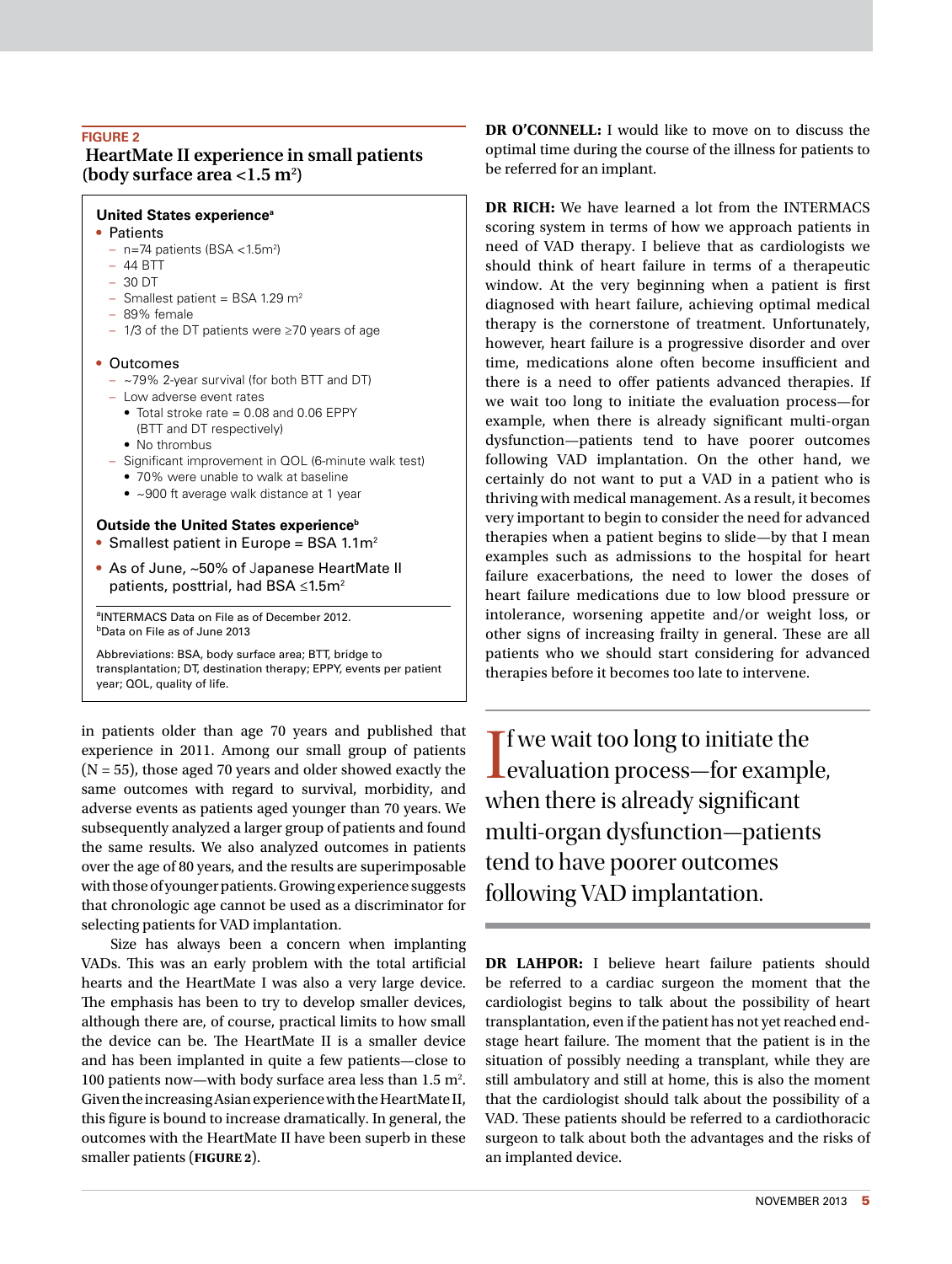**FIGURE 2**

**HeartMate II experience in small patients (body surface area <1.5 m$^2$)**

**United States experience**[a]

- Patients
  - n=74 patients (BSA <1.5m$^2$)
  - 44 BTT
  - 30 DT
  - Smallest patient = BSA 1.29 m$^2$
  - 89% female
  - 1/3 of the DT patients were ≥70 years of age
- Outcomes
  - ~79% 2-year survival (for both BTT and DT)
  - Low adverse event rates
    - Total stroke rate = 0.08 and 0.06 EPPY (BTT and DT respectively)
    - No thrombus
  - Significant improvement in QOL (6-minute walk test)
    - 70% were unable to walk at baseline
    - ~900 ft average walk distance at 1 year

**Outside the United States experience**[b]

- Smallest patient in Europe = BSA 1.1m$^2$
- As of June, ~50% of Japanese HeartMate II patients, posttrial, had BSA ≤1.5m$^2$

[a]INTERMACS Data on File as of December 2012.
[b]Data on File as of June 2013

Abbreviations: BSA, body surface area; BTT, bridge to transplantation; DT, destination therapy; EPPY, events per patient year; QOL, quality of life.

in patients older than age 70 years and published that experience in 2011. Among our small group of patients (N = 55), those aged 70 years and older showed exactly the same outcomes with regard to survival, morbidity, and adverse events as patients aged younger than 70 years. We subsequently analyzed a larger group of patients and found the same results. We also analyzed outcomes in patients over the age of 80 years, and the results are superimposable with those of younger patients. Growing experience suggests that chronologic age cannot be used as a discriminator for selecting patients for VAD implantation.

Size has always been a concern when implanting VADs. This was an early problem with the total artificial hearts and the HeartMate I was also a very large device. The emphasis has been to try to develop smaller devices, although there are, of course, practical limits to how small the device can be. The HeartMate II is a smaller device and has been implanted in quite a few patients—close to 100 patients now—with body surface area less than 1.5 m$^2$. Given the increasing Asian experience with the HeartMate II, this figure is bound to increase dramatically. In general, the outcomes with the HeartMate II have been superb in these smaller patients (**FIGURE 2**).

**DR O'CONNELL:** I would like to move on to discuss the optimal time during the course of the illness for patients to be referred for an implant.

**DR RICH:** We have learned a lot from the INTERMACS scoring system in terms of how we approach patients in need of VAD therapy. I believe that as cardiologists we should think of heart failure in terms of a therapeutic window. At the very beginning when a patient is first diagnosed with heart failure, achieving optimal medical therapy is the cornerstone of treatment. Unfortunately, however, heart failure is a progressive disorder and over time, medications alone often become insufficient and there is a need to offer patients advanced therapies. If we wait too long to initiate the evaluation process—for example, when there is already significant multi-organ dysfunction—patients tend to have poorer outcomes following VAD implantation. On the other hand, we certainly do not want to put a VAD in a patient who is thriving with medical management. As a result, it becomes very important to begin to consider the need for advanced therapies when a patient begins to slide—by that I mean examples such as admissions to the hospital for heart failure exacerbations, the need to lower the doses of heart failure medications due to low blood pressure or intolerance, worsening appetite and/or weight loss, or other signs of increasing frailty in general. These are all patients who we should start considering for advanced therapies before it becomes too late to intervene.

> If we wait too long to initiate the evaluation process—for example, when there is already significant multi-organ dysfunction—patients tend to have poorer outcomes following VAD implantation.

**DR LAHPOR:** I believe heart failure patients should be referred to a cardiac surgeon the moment that the cardiologist begins to talk about the possibility of heart transplantation, even if the patient has not yet reached end-stage heart failure. The moment that the patient is in the situation of possibly needing a transplant, while they are still ambulatory and still at home, this is also the moment that the cardiologist should talk about the possibility of a VAD. These patients should be referred to a cardiothoracic surgeon to talk about both the advantages and the risks of an implanted device.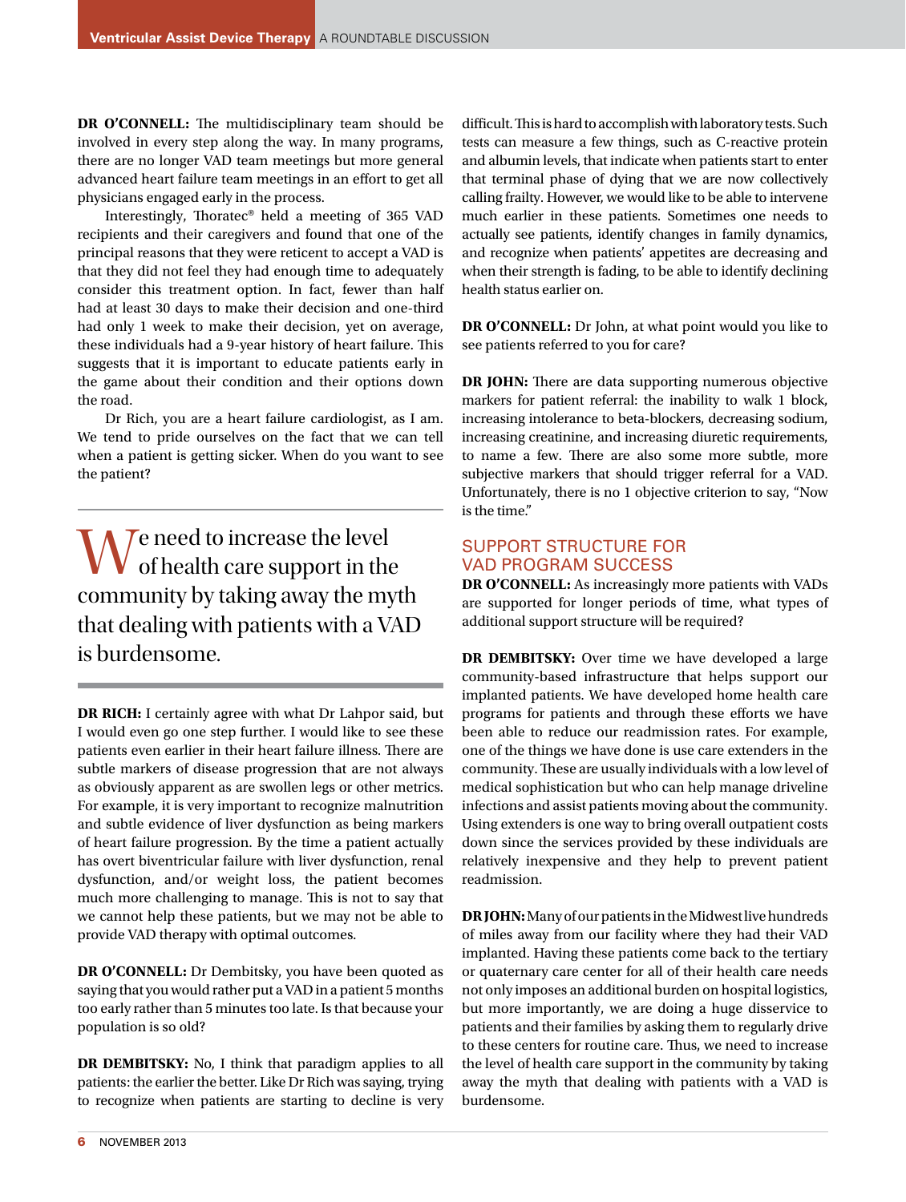**DR O'CONNELL:** The multidisciplinary team should be involved in every step along the way. In many programs, there are no longer VAD team meetings but more general advanced heart failure team meetings in an effort to get all physicians engaged early in the process.

Interestingly, Thoratec® held a meeting of 365 VAD recipients and their caregivers and found that one of the principal reasons that they were reticent to accept a VAD is that they did not feel they had enough time to adequately consider this treatment option. In fact, fewer than half had at least 30 days to make their decision and one-third had only 1 week to make their decision, yet on average, these individuals had a 9-year history of heart failure. This suggests that it is important to educate patients early in the game about their condition and their options down the road.

Dr Rich, you are a heart failure cardiologist, as I am. We tend to pride ourselves on the fact that we can tell when a patient is getting sicker. When do you want to see the patient?

> We need to increase the level of health care support in the community by taking away the myth that dealing with patients with a VAD is burdensome.

**DR RICH:** I certainly agree with what Dr Lahpor said, but I would even go one step further. I would like to see these patients even earlier in their heart failure illness. There are subtle markers of disease progression that are not always as obviously apparent as are swollen legs or other metrics. For example, it is very important to recognize malnutrition and subtle evidence of liver dysfunction as being markers of heart failure progression. By the time a patient actually has overt biventricular failure with liver dysfunction, renal dysfunction, and/or weight loss, the patient becomes much more challenging to manage. This is not to say that we cannot help these patients, but we may not be able to provide VAD therapy with optimal outcomes.

**DR O'CONNELL:** Dr Dembitsky, you have been quoted as saying that you would rather put a VAD in a patient 5 months too early rather than 5 minutes too late. Is that because your population is so old?

**DR DEMBITSKY:** No, I think that paradigm applies to all patients: the earlier the better. Like Dr Rich was saying, trying to recognize when patients are starting to decline is very difficult. This is hard to accomplish with laboratory tests. Such tests can measure a few things, such as C-reactive protein and albumin levels, that indicate when patients start to enter that terminal phase of dying that we are now collectively calling frailty. However, we would like to be able to intervene much earlier in these patients. Sometimes one needs to actually see patients, identify changes in family dynamics, and recognize when patients' appetites are decreasing and when their strength is fading, to be able to identify declining health status earlier on.

**DR O'CONNELL:** Dr John, at what point would you like to see patients referred to you for care?

**DR JOHN:** There are data supporting numerous objective markers for patient referral: the inability to walk 1 block, increasing intolerance to beta-blockers, decreasing sodium, increasing creatinine, and increasing diuretic requirements, to name a few. There are also some more subtle, more subjective markers that should trigger referral for a VAD. Unfortunately, there is no 1 objective criterion to say, "Now is the time."

## SUPPORT STRUCTURE FOR VAD PROGRAM SUCCESS

**DR O'CONNELL:** As increasingly more patients with VADs are supported for longer periods of time, what types of additional support structure will be required?

**DR DEMBITSKY:** Over time we have developed a large community-based infrastructure that helps support our implanted patients. We have developed home health care programs for patients and through these efforts we have been able to reduce our readmission rates. For example, one of the things we have done is use care extenders in the community. These are usually individuals with a low level of medical sophistication but who can help manage driveline infections and assist patients moving about the community. Using extenders is one way to bring overall outpatient costs down since the services provided by these individuals are relatively inexpensive and they help to prevent patient readmission.

**DR JOHN:** Many of our patients in the Midwest live hundreds of miles away from our facility where they had their VAD implanted. Having these patients come back to the tertiary or quaternary care center for all of their health care needs not only imposes an additional burden on hospital logistics, but more importantly, we are doing a huge disservice to patients and their families by asking them to regularly drive to these centers for routine care. Thus, we need to increase the level of health care support in the community by taking away the myth that dealing with patients with a VAD is burdensome.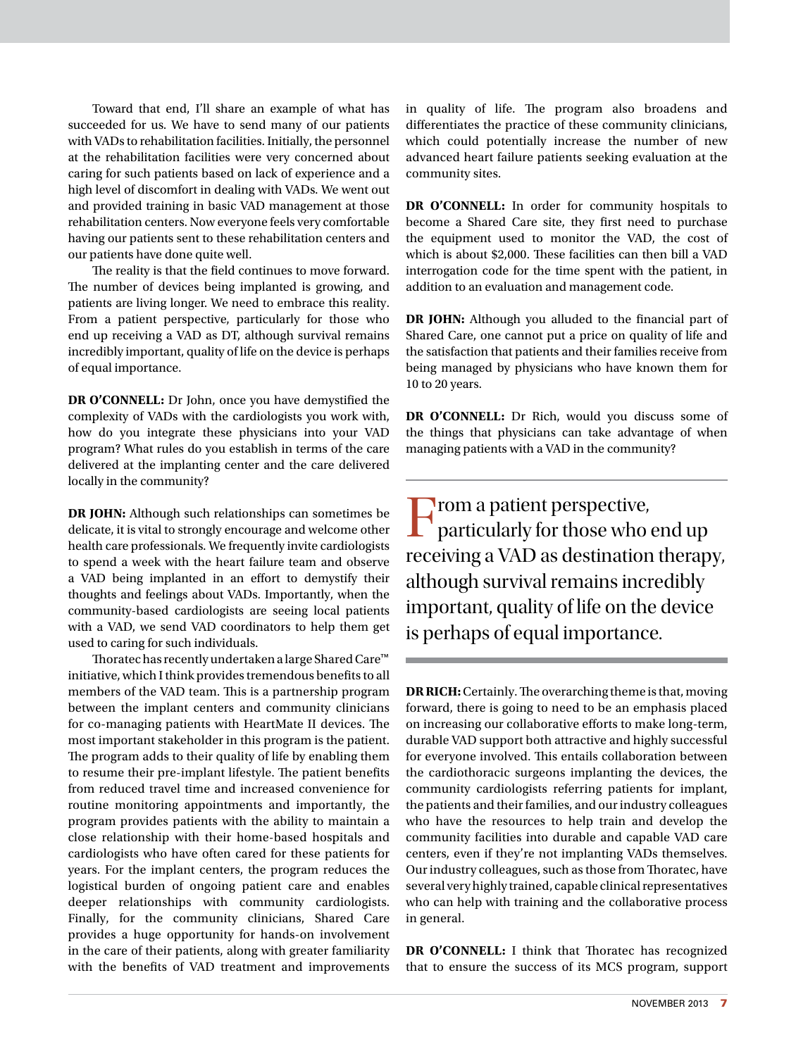Toward that end, I'll share an example of what has succeeded for us. We have to send many of our patients with VADs to rehabilitation facilities. Initially, the personnel at the rehabilitation facilities were very concerned about caring for such patients based on lack of experience and a high level of discomfort in dealing with VADs. We went out and provided training in basic VAD management at those rehabilitation centers. Now everyone feels very comfortable having our patients sent to these rehabilitation centers and our patients have done quite well.

The reality is that the field continues to move forward. The number of devices being implanted is growing, and patients are living longer. We need to embrace this reality. From a patient perspective, particularly for those who end up receiving a VAD as DT, although survival remains incredibly important, quality of life on the device is perhaps of equal importance.

**DR O'CONNELL:** Dr John, once you have demystified the complexity of VADs with the cardiologists you work with, how do you integrate these physicians into your VAD program? What rules do you establish in terms of the care delivered at the implanting center and the care delivered locally in the community?

**DR JOHN:** Although such relationships can sometimes be delicate, it is vital to strongly encourage and welcome other health care professionals. We frequently invite cardiologists to spend a week with the heart failure team and observe a VAD being implanted in an effort to demystify their thoughts and feelings about VADs. Importantly, when the community-based cardiologists are seeing local patients with a VAD, we send VAD coordinators to help them get used to caring for such individuals.

Thoratec has recently undertaken a large Shared Care™ initiative, which I think provides tremendous benefits to all members of the VAD team. This is a partnership program between the implant centers and community clinicians for co-managing patients with HeartMate II devices. The most important stakeholder in this program is the patient. The program adds to their quality of life by enabling them to resume their pre-implant lifestyle. The patient benefits from reduced travel time and increased convenience for routine monitoring appointments and importantly, the program provides patients with the ability to maintain a close relationship with their home-based hospitals and cardiologists who have often cared for these patients for years. For the implant centers, the program reduces the logistical burden of ongoing patient care and enables deeper relationships with community cardiologists. Finally, for the community clinicians, Shared Care provides a huge opportunity for hands-on involvement in the care of their patients, along with greater familiarity with the benefits of VAD treatment and improvements in quality of life. The program also broadens and differentiates the practice of these community clinicians, which could potentially increase the number of new advanced heart failure patients seeking evaluation at the community sites.

**DR O'CONNELL:** In order for community hospitals to become a Shared Care site, they first need to purchase the equipment used to monitor the VAD, the cost of which is about $2,000. These facilities can then bill a VAD interrogation code for the time spent with the patient, in addition to an evaluation and management code.

**DR JOHN:** Although you alluded to the financial part of Shared Care, one cannot put a price on quality of life and the satisfaction that patients and their families receive from being managed by physicians who have known them for 10 to 20 years.

**DR O'CONNELL:** Dr Rich, would you discuss some of the things that physicians can take advantage of when managing patients with a VAD in the community?

> From a patient perspective, particularly for those who end up receiving a VAD as destination therapy, although survival remains incredibly important, quality of life on the device is perhaps of equal importance.

**DR RICH:** Certainly. The overarching theme is that, moving forward, there is going to need to be an emphasis placed on increasing our collaborative efforts to make long-term, durable VAD support both attractive and highly successful for everyone involved. This entails collaboration between the cardiothoracic surgeons implanting the devices, the community cardiologists referring patients for implant, the patients and their families, and our industry colleagues who have the resources to help train and develop the community facilities into durable and capable VAD care centers, even if they're not implanting VADs themselves. Our industry colleagues, such as those from Thoratec, have several very highly trained, capable clinical representatives who can help with training and the collaborative process in general.

**DR O'CONNELL:** I think that Thoratec has recognized that to ensure the success of its MCS program, support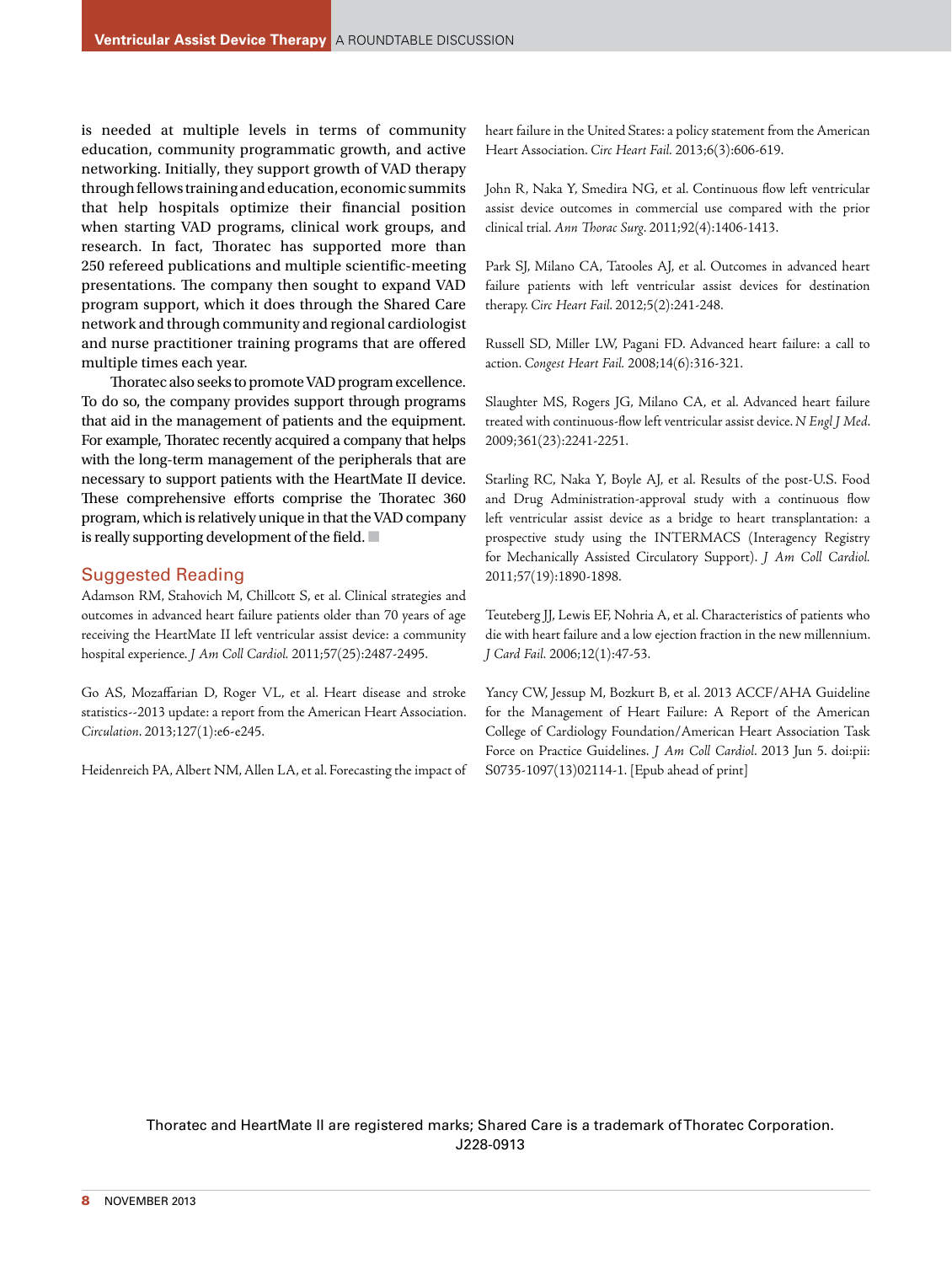is needed at multiple levels in terms of community education, community programmatic growth, and active networking. Initially, they support growth of VAD therapy through fellows training and education, economic summits that help hospitals optimize their financial position when starting VAD programs, clinical work groups, and research. In fact, Thoratec has supported more than 250 refereed publications and multiple scientific-meeting presentations. The company then sought to expand VAD program support, which it does through the Shared Care network and through community and regional cardiologist and nurse practitioner training programs that are offered multiple times each year.

Thoratec also seeks to promote VAD program excellence. To do so, the company provides support through programs that aid in the management of patients and the equipment. For example, Thoratec recently acquired a company that helps with the long-term management of the peripherals that are necessary to support patients with the HeartMate II device. These comprehensive efforts comprise the Thoratec 360 program, which is relatively unique in that the VAD company is really supporting development of the field. ■

## Suggested Reading

Adamson RM, Stahovich M, Chillcott S, et al. Clinical strategies and outcomes in advanced heart failure patients older than 70 years of age receiving the HeartMate II left ventricular assist device: a community hospital experience. *J Am Coll Cardiol.* 2011;57(25):2487-2495.

Go AS, Mozaffarian D, Roger VL, et al. Heart disease and stroke statistics--2013 update: a report from the American Heart Association. *Circulation*. 2013;127(1):e6-e245.

Heidenreich PA, Albert NM, Allen LA, et al. Forecasting the impact of heart failure in the United States: a policy statement from the American Heart Association. *Circ Heart Fail.* 2013;6(3):606-619.

John R, Naka Y, Smedira NG, et al. Continuous flow left ventricular assist device outcomes in commercial use compared with the prior clinical trial. *Ann Thorac Surg*. 2011;92(4):1406-1413.

Park SJ, Milano CA, Tatooles AJ, et al. Outcomes in advanced heart failure patients with left ventricular assist devices for destination therapy. *Circ Heart Fail*. 2012;5(2):241-248.

Russell SD, Miller LW, Pagani FD. Advanced heart failure: a call to action. *Congest Heart Fail.* 2008;14(6):316-321.

Slaughter MS, Rogers JG, Milano CA, et al. Advanced heart failure treated with continuous-flow left ventricular assist device. *N Engl J Med*. 2009;361(23):2241-2251.

Starling RC, Naka Y, Boyle AJ, et al. Results of the post-U.S. Food and Drug Administration-approval study with a continuous flow left ventricular assist device as a bridge to heart transplantation: a prospective study using the INTERMACS (Interagency Registry for Mechanically Assisted Circulatory Support). *J Am Coll Cardiol.* 2011;57(19):1890-1898.

Teuteberg JJ, Lewis EF, Nohria A, et al. Characteristics of patients who die with heart failure and a low ejection fraction in the new millennium. *J Card Fail.* 2006;12(1):47-53.

Yancy CW, Jessup M, Bozkurt B, et al. 2013 ACCF/AHA Guideline for the Management of Heart Failure: A Report of the American College of Cardiology Foundation/American Heart Association Task Force on Practice Guidelines. *J Am Coll Cardiol*. 2013 Jun 5. doi:pii: S0735-1097(13)02114-1. [Epub ahead of print]

Thoratec and HeartMate II are registered marks; Shared Care is a trademark of Thoratec Corporation.
J228-0913